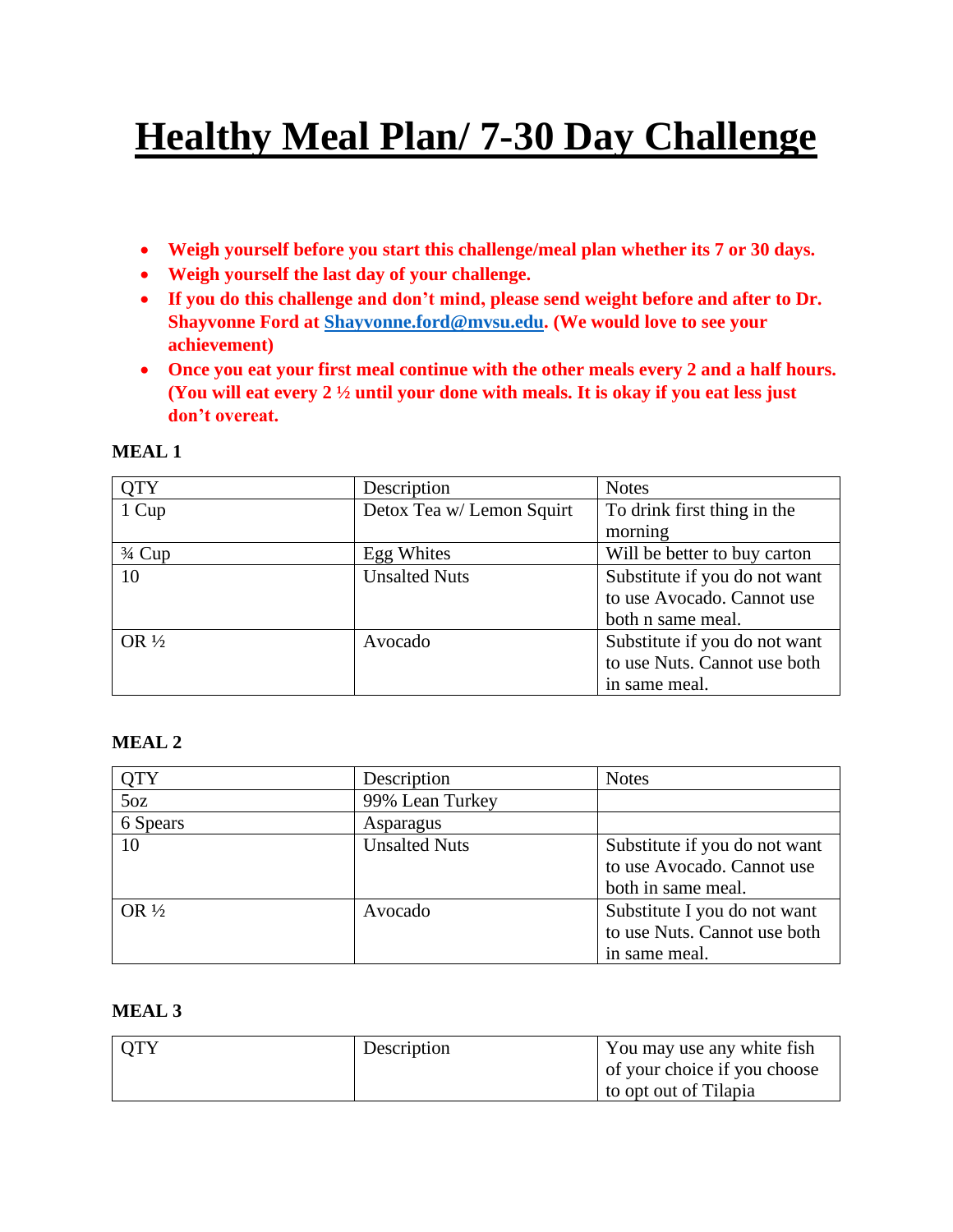# Healthy Meal Plan/ 7-30 Day Challenge

- **Weigh yourself before you start this challenge/meal plan whether its 7 or 30 days.**
- **Weigh yourself the last day of your challenge.**
- **If you do this challenge and don't mind, please send weight before and after to Dr. Shayvonne Ford at [Shayvonne.ford@mvsu.edu](mailto:Shayvonne.ford@mvsu.edu). (We would love to see your achievement)**
- **Once you eat your first meal continue with the other meals every 2 and a half hours. (You will eat every 2 ½ until your done with meals. It is okay if you eat less just don't overeat.**

**MEAL 1**

| QTY | Description | Notes |
|---|---|---|
| 1 Cup | Detox Tea w/ Lemon Squirt | To drink first thing in the morning |
| ¾ Cup | Egg Whites | Will be better to buy carton |
| 10 | Unsalted Nuts | Substitute if you do not want to use Avocado. Cannot use both n same meal. |
| OR ½ | Avocado | Substitute if you do not want to use Nuts. Cannot use both in same meal. |

**MEAL 2**

| QTY | Description | Notes |
|---|---|---|
| 5oz | 99% Lean Turkey | |
| 6 Spears | Asparagus | |
| 10 | Unsalted Nuts | Substitute if you do not want to use Avocado. Cannot use both in same meal. |
| OR ½ | Avocado | Substitute I you do not want to use Nuts. Cannot use both in same meal. |

**MEAL 3**

| QTY | Description | You may use any white fish of your choice if you choose to opt out of Tilapia |
|---|---|---|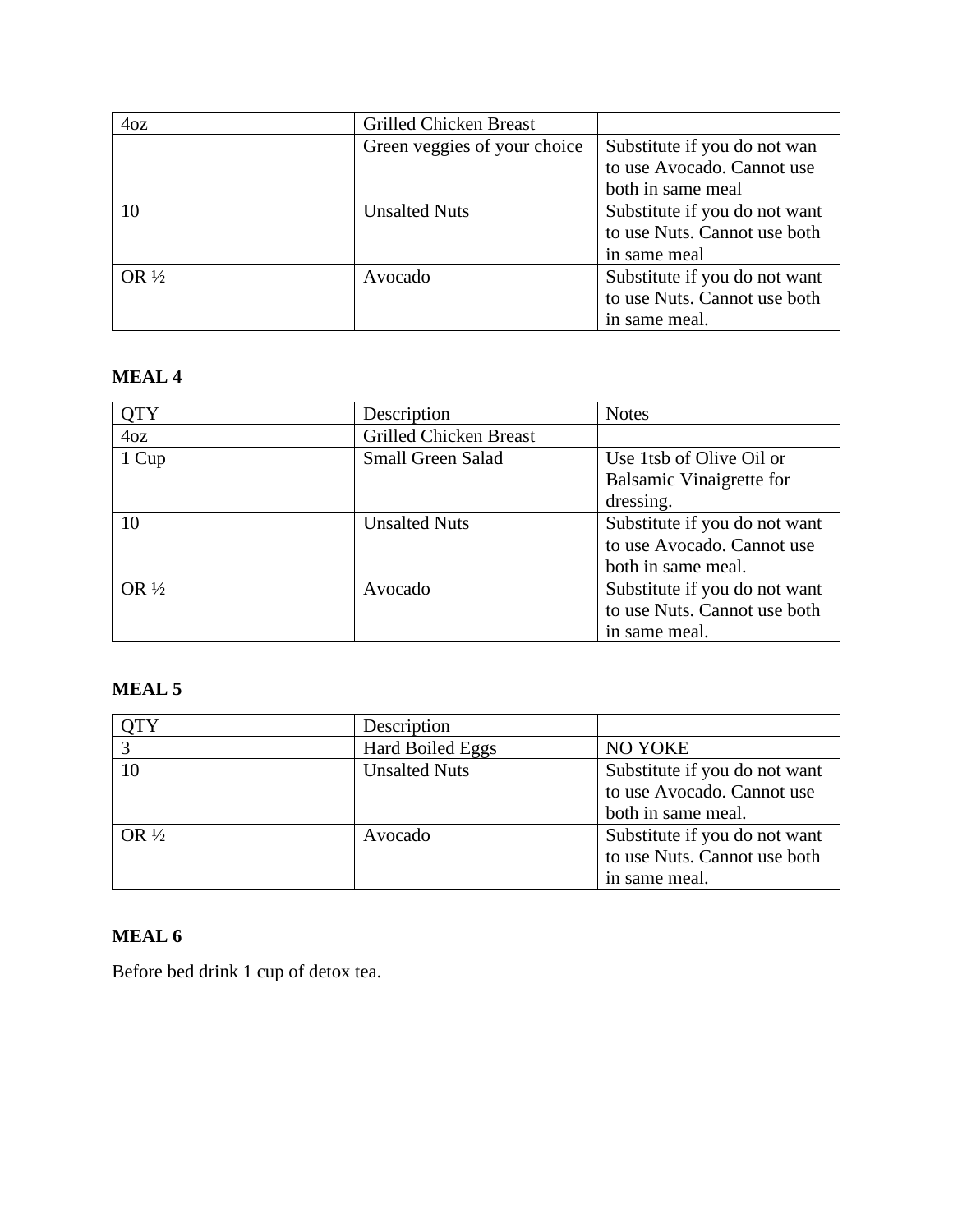| | | |
|---|---|---|
| 4oz | Grilled Chicken Breast | |
| | Green veggies of your choice | Substitute if you do not wan to use Avocado. Cannot use both in same meal |
| 10 | Unsalted Nuts | Substitute if you do not want to use Nuts. Cannot use both in same meal |
| OR ½ | Avocado | Substitute if you do not want to use Nuts. Cannot use both in same meal. |

**MEAL 4**

| QTY | Description | Notes |
|---|---|---|
| 4oz | Grilled Chicken Breast | |
| 1 Cup | Small Green Salad | Use 1tsb of Olive Oil or Balsamic Vinaigrette for dressing. |
| 10 | Unsalted Nuts | Substitute if you do not want to use Avocado. Cannot use both in same meal. |
| OR ½ | Avocado | Substitute if you do not want to use Nuts. Cannot use both in same meal. |

**MEAL 5**

| QTY | Description | |
|---|---|---|
| 3 | Hard Boiled Eggs | NO YOKE |
| 10 | Unsalted Nuts | Substitute if you do not want to use Avocado. Cannot use both in same meal. |
| OR ½ | Avocado | Substitute if you do not want to use Nuts. Cannot use both in same meal. |

**MEAL 6**

Before bed drink 1 cup of detox tea.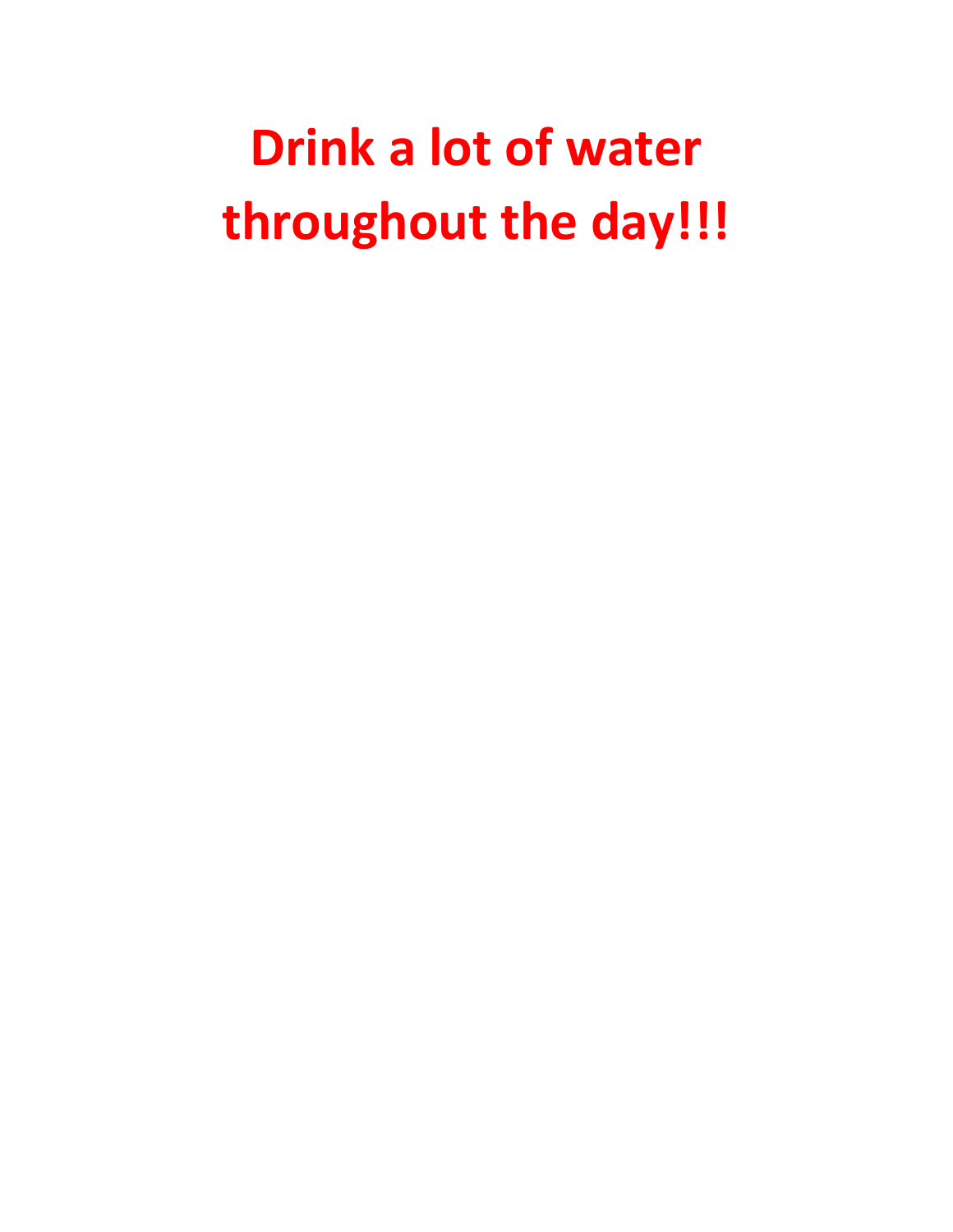# Drink a lot of water throughout the day!!!